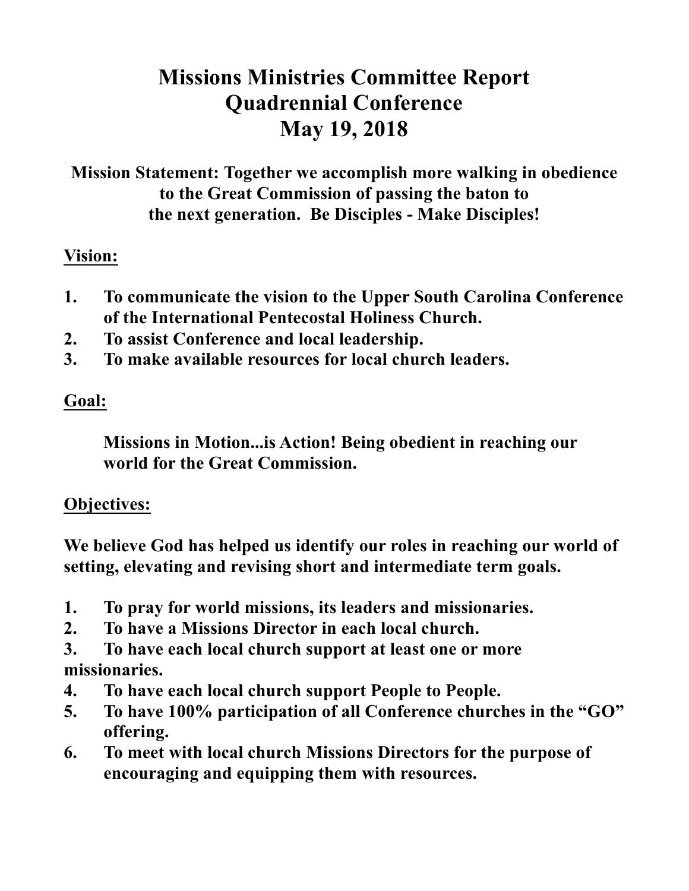# Missions Ministries Committee Report
# Quadrennial Conference
# May 19, 2018

**Mission Statement: Together we accomplish more walking in obedience to the Great Commission of passing the baton to the next generation. Be Disciples - Make Disciples!**

## Vision:

1. **To communicate the vision to the Upper South Carolina Conference of the International Pentecostal Holiness Church.**
2. **To assist Conference and local leadership.**
3. **To make available resources for local church leaders.**

## Goal:

**Missions in Motion...is Action! Being obedient in reaching our world for the Great Commission.**

## Objectives:

**We believe God has helped us identify our roles in reaching our world of setting, elevating and revising short and intermediate term goals.**

1. **To pray for world missions, its leaders and missionaries.**
2. **To have a Missions Director in each local church.**
3. **To have each local church support at least one or more missionaries.**
4. **To have each local church support People to People.**
5. **To have 100% participation of all Conference churches in the "GO" offering.**
6. **To meet with local church Missions Directors for the purpose of encouraging and equipping them with resources.**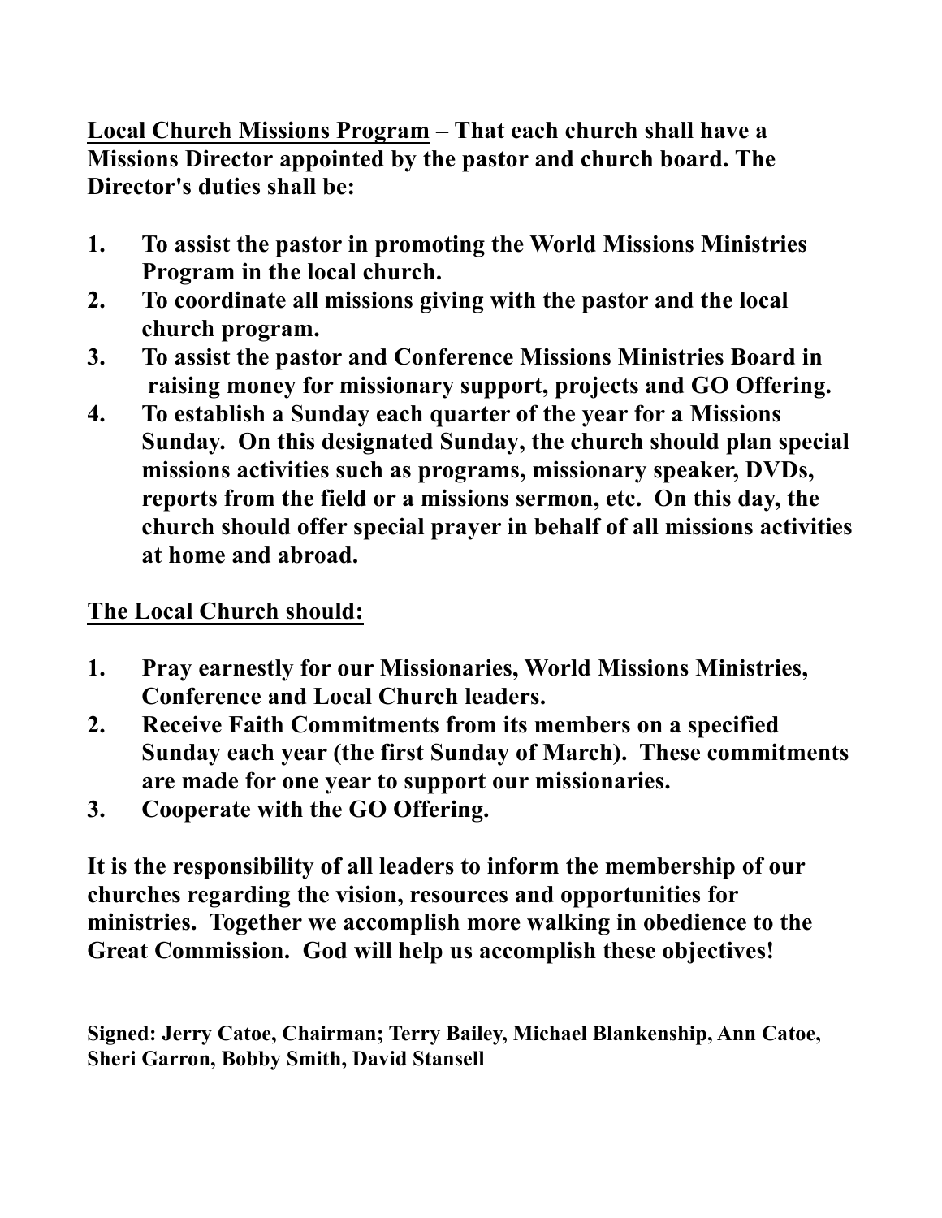**<u>Local Church Missions Program</u> – That each church shall have a Missions Director appointed by the pastor and church board. The Director's duties shall be:**

1. **To assist the pastor in promoting the World Missions Ministries Program in the local church.**
2. **To coordinate all missions giving with the pastor and the local church program.**
3. **To assist the pastor and Conference Missions Ministries Board in raising money for missionary support, projects and GO Offering.**
4. **To establish a Sunday each quarter of the year for a Missions Sunday. On this designated Sunday, the church should plan special missions activities such as programs, missionary speaker, DVDs, reports from the field or a missions sermon, etc. On this day, the church should offer special prayer in behalf of all missions activities at home and abroad.**

**<u>The Local Church should:</u>**

1. **Pray earnestly for our Missionaries, World Missions Ministries, Conference and Local Church leaders.**
2. **Receive Faith Commitments from its members on a specified Sunday each year (the first Sunday of March). These commitments are made for one year to support our missionaries.**
3. **Cooperate with the GO Offering.**

**It is the responsibility of all leaders to inform the membership of our churches regarding the vision, resources and opportunities for ministries. Together we accomplish more walking in obedience to the Great Commission. God will help us accomplish these objectives!**

**Signed: Jerry Catoe, Chairman; Terry Bailey, Michael Blankenship, Ann Catoe, Sheri Garron, Bobby Smith, David Stansell**